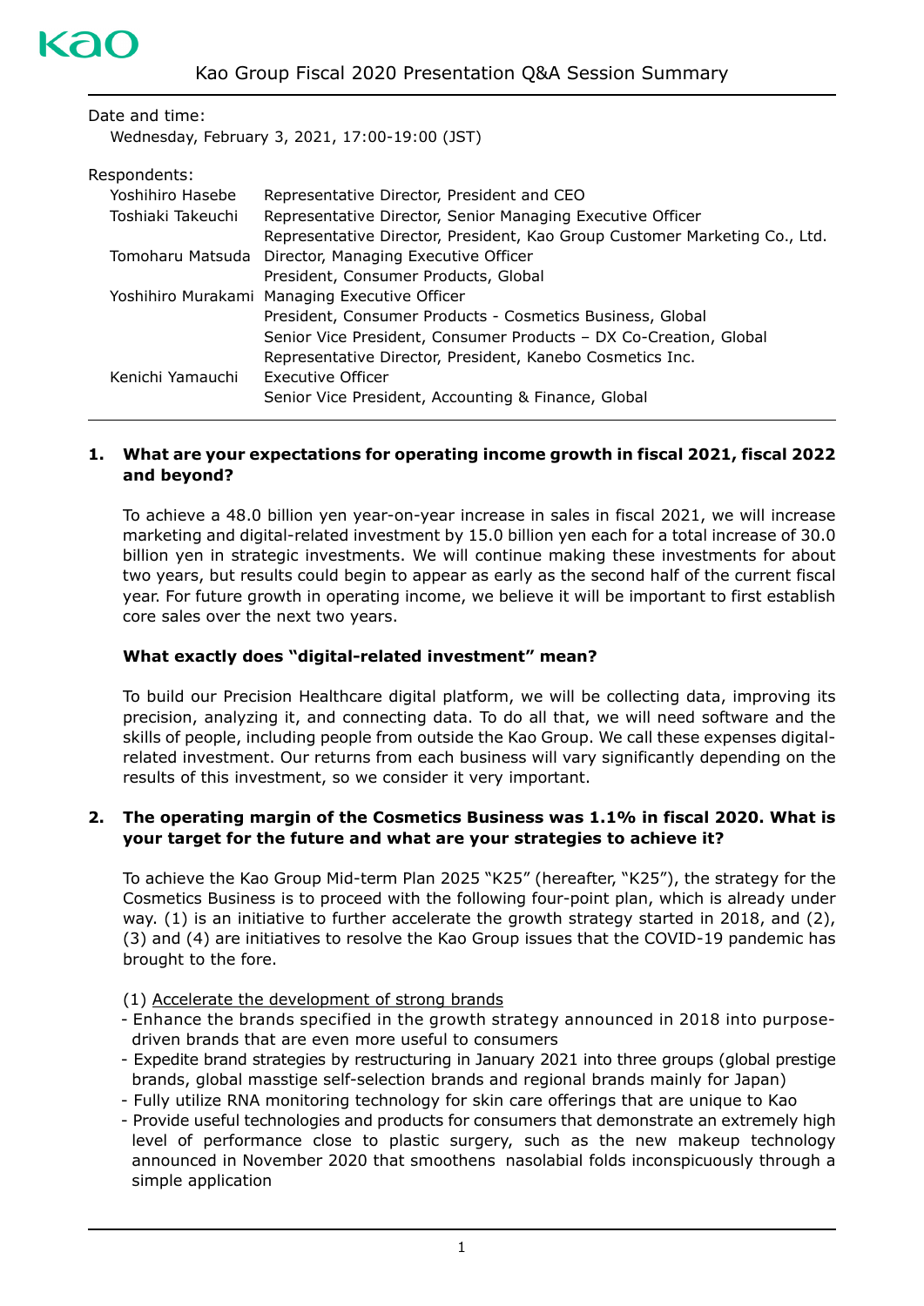# Kao Group Fiscal 2020 Presentation Q&A Session Summary

Date and time:
Wednesday, February 3, 2021, 17:00-19:00 (JST)

Respondents:

| | |
|---|---|
| Yoshihiro Hasebe | Representative Director, President and CEO |
| Toshiaki Takeuchi | Representative Director, Senior Managing Executive Officer<br>Representative Director, President, Kao Group Customer Marketing Co., Ltd. |
| Tomoharu Matsuda | Director, Managing Executive Officer<br>President, Consumer Products, Global |
| Yoshihiro Murakami | Managing Executive Officer<br>President, Consumer Products - Cosmetics Business, Global<br>Senior Vice President, Consumer Products – DX Co-Creation, Global<br>Representative Director, President, Kanebo Cosmetics Inc. |
| Kenichi Yamauchi | Executive Officer<br>Senior Vice President, Accounting & Finance, Global |

**1. What are your expectations for operating income growth in fiscal 2021, fiscal 2022 and beyond?**

To achieve a 48.0 billion yen year-on-year increase in sales in fiscal 2021, we will increase marketing and digital-related investment by 15.0 billion yen each for a total increase of 30.0 billion yen in strategic investments. We will continue making these investments for about two years, but results could begin to appear as early as the second half of the current fiscal year. For future growth in operating income, we believe it will be important to first establish core sales over the next two years.

**What exactly does "digital-related investment" mean?**

To build our Precision Healthcare digital platform, we will be collecting data, improving its precision, analyzing it, and connecting data. To do all that, we will need software and the skills of people, including people from outside the Kao Group. We call these expenses digital-related investment. Our returns from each business will vary significantly depending on the results of this investment, so we consider it very important.

**2. The operating margin of the Cosmetics Business was 1.1% in fiscal 2020. What is your target for the future and what are your strategies to achieve it?**

To achieve the Kao Group Mid-term Plan 2025 "K25" (hereafter, "K25"), the strategy for the Cosmetics Business is to proceed with the following four-point plan, which is already under way. (1) is an initiative to further accelerate the growth strategy started in 2018, and (2), (3) and (4) are initiatives to resolve the Kao Group issues that the COVID-19 pandemic has brought to the fore.

(1) <u>Accelerate the development of strong brands</u>

- Enhance the brands specified in the growth strategy announced in 2018 into purpose-driven brands that are even more useful to consumers
- Expedite brand strategies by restructuring in January 2021 into three groups (global prestige brands, global masstige self-selection brands and regional brands mainly for Japan)
- Fully utilize RNA monitoring technology for skin care offerings that are unique to Kao
- Provide useful technologies and products for consumers that demonstrate an extremely high level of performance close to plastic surgery, such as the new makeup technology announced in November 2020 that smoothens nasolabial folds inconspicuously through a simple application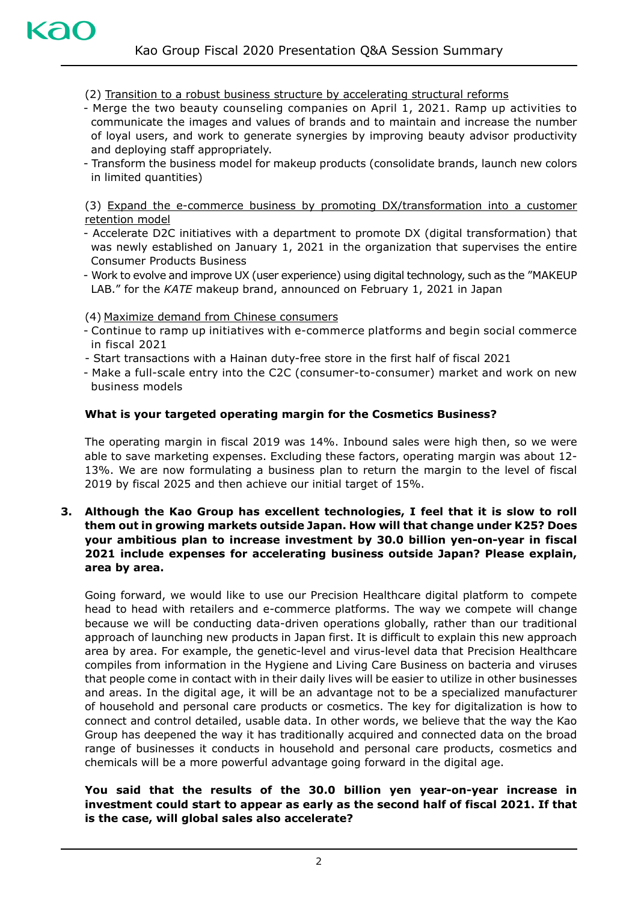(2) Transition to a robust business structure by accelerating structural reforms

- Merge the two beauty counseling companies on April 1, 2021. Ramp up activities to communicate the images and values of brands and to maintain and increase the number of loyal users, and work to generate synergies by improving beauty advisor productivity and deploying staff appropriately.
- Transform the business model for makeup products (consolidate brands, launch new colors in limited quantities)

(3) Expand the e-commerce business by promoting DX/transformation into a customer retention model

- Accelerate D2C initiatives with a department to promote DX (digital transformation) that was newly established on January 1, 2021 in the organization that supervises the entire Consumer Products Business
- Work to evolve and improve UX (user experience) using digital technology, such as the "MAKEUP LAB." for the *KATE* makeup brand, announced on February 1, 2021 in Japan

(4) Maximize demand from Chinese consumers

- Continue to ramp up initiatives with e-commerce platforms and begin social commerce in fiscal 2021
- Start transactions with a Hainan duty-free store in the first half of fiscal 2021
- Make a full-scale entry into the C2C (consumer-to-consumer) market and work on new business models

**What is your targeted operating margin for the Cosmetics Business?**

The operating margin in fiscal 2019 was 14%. Inbound sales were high then, so we were able to save marketing expenses. Excluding these factors, operating margin was about 12-13%. We are now formulating a business plan to return the margin to the level of fiscal 2019 by fiscal 2025 and then achieve our initial target of 15%.

**3. Although the Kao Group has excellent technologies, I feel that it is slow to roll them out in growing markets outside Japan. How will that change under K25? Does your ambitious plan to increase investment by 30.0 billion yen-on-year in fiscal 2021 include expenses for accelerating business outside Japan? Please explain, area by area.**

Going forward, we would like to use our Precision Healthcare digital platform to compete head to head with retailers and e-commerce platforms. The way we compete will change because we will be conducting data-driven operations globally, rather than our traditional approach of launching new products in Japan first. It is difficult to explain this new approach area by area. For example, the genetic-level and virus-level data that Precision Healthcare compiles from information in the Hygiene and Living Care Business on bacteria and viruses that people come in contact with in their daily lives will be easier to utilize in other businesses and areas. In the digital age, it will be an advantage not to be a specialized manufacturer of household and personal care products or cosmetics. The key for digitalization is how to connect and control detailed, usable data. In other words, we believe that the way the Kao Group has deepened the way it has traditionally acquired and connected data on the broad range of businesses it conducts in household and personal care products, cosmetics and chemicals will be a more powerful advantage going forward in the digital age.

**You said that the results of the 30.0 billion yen year-on-year increase in investment could start to appear as early as the second half of fiscal 2021. If that is the case, will global sales also accelerate?**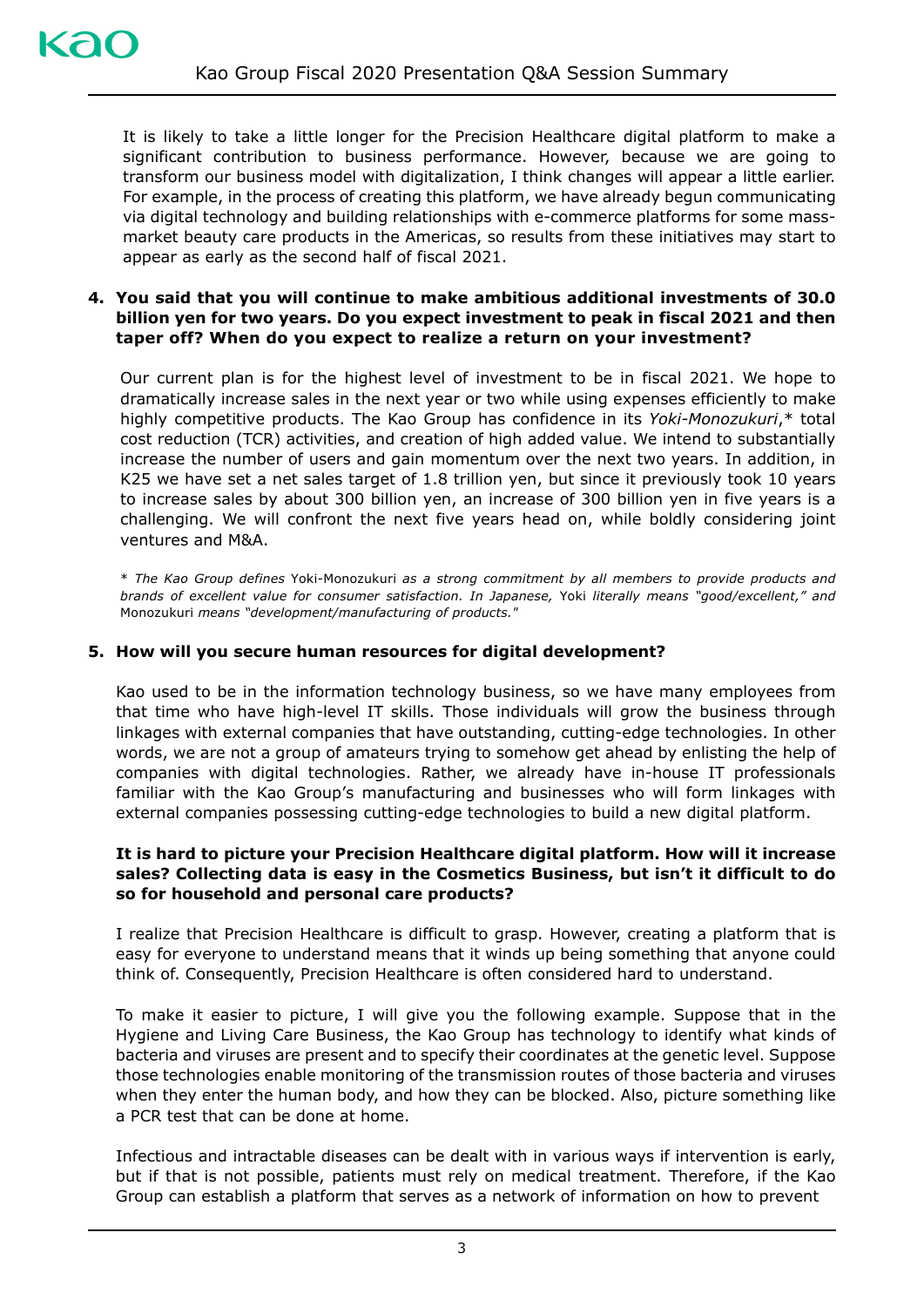It is likely to take a little longer for the Precision Healthcare digital platform to make a significant contribution to business performance. However, because we are going to transform our business model with digitalization, I think changes will appear a little earlier. For example, in the process of creating this platform, we have already begun communicating via digital technology and building relationships with e-commerce platforms for some mass-market beauty care products in the Americas, so results from these initiatives may start to appear as early as the second half of fiscal 2021.

**4. You said that you will continue to make ambitious additional investments of 30.0 billion yen for two years. Do you expect investment to peak in fiscal 2021 and then taper off? When do you expect to realize a return on your investment?**

Our current plan is for the highest level of investment to be in fiscal 2021. We hope to dramatically increase sales in the next year or two while using expenses efficiently to make highly competitive products. The Kao Group has confidence in its *Yoki-Monozukuri*,* total cost reduction (TCR) activities, and creation of high added value. We intend to substantially increase the number of users and gain momentum over the next two years. In addition, in K25 we have set a net sales target of 1.8 trillion yen, but since it previously took 10 years to increase sales by about 300 billion yen, an increase of 300 billion yen in five years is a challenging. We will confront the next five years head on, while boldly considering joint ventures and M&A.

*\* The Kao Group defines* Yoki-Monozukuri *as a strong commitment by all members to provide products and brands of excellent value for consumer satisfaction. In Japanese,* Yoki *literally means "good/excellent," and* Monozukuri *means "development/manufacturing of products."*

**5. How will you secure human resources for digital development?**

Kao used to be in the information technology business, so we have many employees from that time who have high-level IT skills. Those individuals will grow the business through linkages with external companies that have outstanding, cutting-edge technologies. In other words, we are not a group of amateurs trying to somehow get ahead by enlisting the help of companies with digital technologies. Rather, we already have in-house IT professionals familiar with the Kao Group's manufacturing and businesses who will form linkages with external companies possessing cutting-edge technologies to build a new digital platform.

**It is hard to picture your Precision Healthcare digital platform. How will it increase sales? Collecting data is easy in the Cosmetics Business, but isn't it difficult to do so for household and personal care products?**

I realize that Precision Healthcare is difficult to grasp. However, creating a platform that is easy for everyone to understand means that it winds up being something that anyone could think of. Consequently, Precision Healthcare is often considered hard to understand.

To make it easier to picture, I will give you the following example. Suppose that in the Hygiene and Living Care Business, the Kao Group has technology to identify what kinds of bacteria and viruses are present and to specify their coordinates at the genetic level. Suppose those technologies enable monitoring of the transmission routes of those bacteria and viruses when they enter the human body, and how they can be blocked. Also, picture something like a PCR test that can be done at home.

Infectious and intractable diseases can be dealt with in various ways if intervention is early, but if that is not possible, patients must rely on medical treatment. Therefore, if the Kao Group can establish a platform that serves as a network of information on how to prevent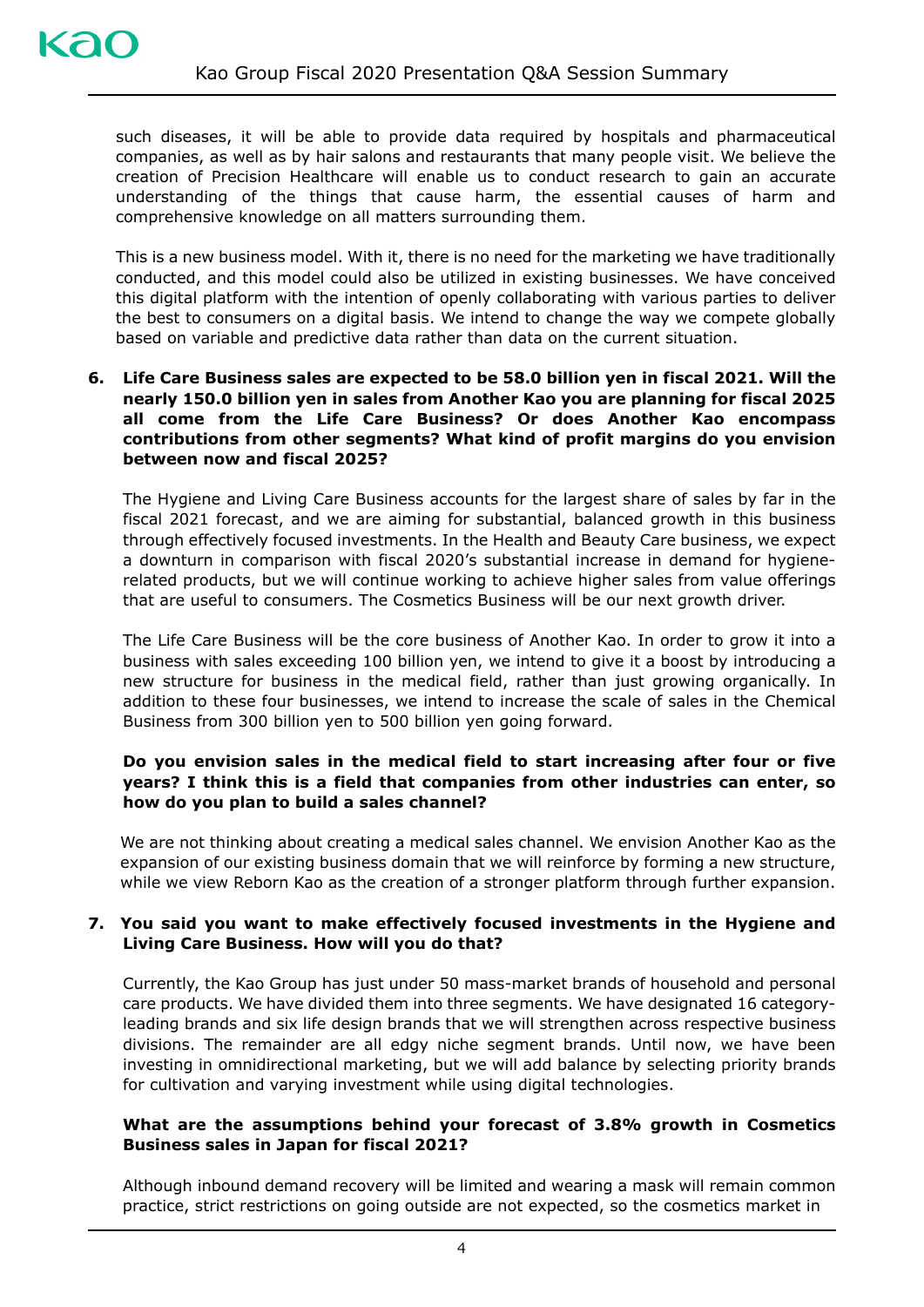such diseases, it will be able to provide data required by hospitals and pharmaceutical companies, as well as by hair salons and restaurants that many people visit. We believe the creation of Precision Healthcare will enable us to conduct research to gain an accurate understanding of the things that cause harm, the essential causes of harm and comprehensive knowledge on all matters surrounding them.

This is a new business model. With it, there is no need for the marketing we have traditionally conducted, and this model could also be utilized in existing businesses. We have conceived this digital platform with the intention of openly collaborating with various parties to deliver the best to consumers on a digital basis. We intend to change the way we compete globally based on variable and predictive data rather than data on the current situation.

6. **Life Care Business sales are expected to be 58.0 billion yen in fiscal 2021. Will the nearly 150.0 billion yen in sales from Another Kao you are planning for fiscal 2025 all come from the Life Care Business? Or does Another Kao encompass contributions from other segments? What kind of profit margins do you envision between now and fiscal 2025?**

   The Hygiene and Living Care Business accounts for the largest share of sales by far in the fiscal 2021 forecast, and we are aiming for substantial, balanced growth in this business through effectively focused investments. In the Health and Beauty Care business, we expect a downturn in comparison with fiscal 2020's substantial increase in demand for hygiene-related products, but we will continue working to achieve higher sales from value offerings that are useful to consumers. The Cosmetics Business will be our next growth driver.

   The Life Care Business will be the core business of Another Kao. In order to grow it into a business with sales exceeding 100 billion yen, we intend to give it a boost by introducing a new structure for business in the medical field, rather than just growing organically. In addition to these four businesses, we intend to increase the scale of sales in the Chemical Business from 300 billion yen to 500 billion yen going forward.

   **Do you envision sales in the medical field to start increasing after four or five years? I think this is a field that companies from other industries can enter, so how do you plan to build a sales channel?**

   We are not thinking about creating a medical sales channel. We envision Another Kao as the expansion of our existing business domain that we will reinforce by forming a new structure, while we view Reborn Kao as the creation of a stronger platform through further expansion.

7. **You said you want to make effectively focused investments in the Hygiene and Living Care Business. How will you do that?**

   Currently, the Kao Group has just under 50 mass-market brands of household and personal care products. We have divided them into three segments. We have designated 16 category-leading brands and six life design brands that we will strengthen across respective business divisions. The remainder are all edgy niche segment brands. Until now, we have been investing in omnidirectional marketing, but we will add balance by selecting priority brands for cultivation and varying investment while using digital technologies.

   **What are the assumptions behind your forecast of 3.8% growth in Cosmetics Business sales in Japan for fiscal 2021?**

   Although inbound demand recovery will be limited and wearing a mask will remain common practice, strict restrictions on going outside are not expected, so the cosmetics market in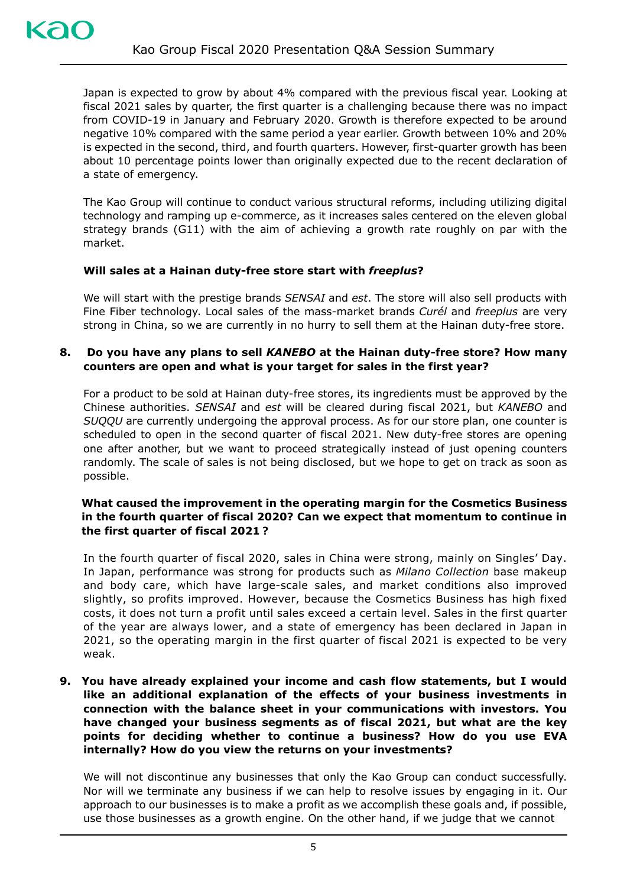Japan is expected to grow by about 4% compared with the previous fiscal year. Looking at fiscal 2021 sales by quarter, the first quarter is a challenging because there was no impact from COVID-19 in January and February 2020. Growth is therefore expected to be around negative 10% compared with the same period a year earlier. Growth between 10% and 20% is expected in the second, third, and fourth quarters. However, first-quarter growth has been about 10 percentage points lower than originally expected due to the recent declaration of a state of emergency.

The Kao Group will continue to conduct various structural reforms, including utilizing digital technology and ramping up e-commerce, as it increases sales centered on the eleven global strategy brands (G11) with the aim of achieving a growth rate roughly on par with the market.

**Will sales at a Hainan duty-free store start with *freeplus*?**

We will start with the prestige brands *SENSAI* and *est*. The store will also sell products with Fine Fiber technology. Local sales of the mass-market brands *Curél* and *freeplus* are very strong in China, so we are currently in no hurry to sell them at the Hainan duty-free store.

**8. Do you have any plans to sell *KANEBO* at the Hainan duty-free store? How many counters are open and what is your target for sales in the first year?**

For a product to be sold at Hainan duty-free stores, its ingredients must be approved by the Chinese authorities. *SENSAI* and *est* will be cleared during fiscal 2021, but *KANEBO* and *SUQQU* are currently undergoing the approval process. As for our store plan, one counter is scheduled to open in the second quarter of fiscal 2021. New duty-free stores are opening one after another, but we want to proceed strategically instead of just opening counters randomly. The scale of sales is not being disclosed, but we hope to get on track as soon as possible.

**What caused the improvement in the operating margin for the Cosmetics Business in the fourth quarter of fiscal 2020? Can we expect that momentum to continue in the first quarter of fiscal 2021 ?**

In the fourth quarter of fiscal 2020, sales in China were strong, mainly on Singles' Day. In Japan, performance was strong for products such as *Milano Collection* base makeup and body care, which have large-scale sales, and market conditions also improved slightly, so profits improved. However, because the Cosmetics Business has high fixed costs, it does not turn a profit until sales exceed a certain level. Sales in the first quarter of the year are always lower, and a state of emergency has been declared in Japan in 2021, so the operating margin in the first quarter of fiscal 2021 is expected to be very weak.

**9. You have already explained your income and cash flow statements, but I would like an additional explanation of the effects of your business investments in connection with the balance sheet in your communications with investors. You have changed your business segments as of fiscal 2021, but what are the key points for deciding whether to continue a business? How do you use EVA internally? How do you view the returns on your investments?**

We will not discontinue any businesses that only the Kao Group can conduct successfully. Nor will we terminate any business if we can help to resolve issues by engaging in it. Our approach to our businesses is to make a profit as we accomplish these goals and, if possible, use those businesses as a growth engine. On the other hand, if we judge that we cannot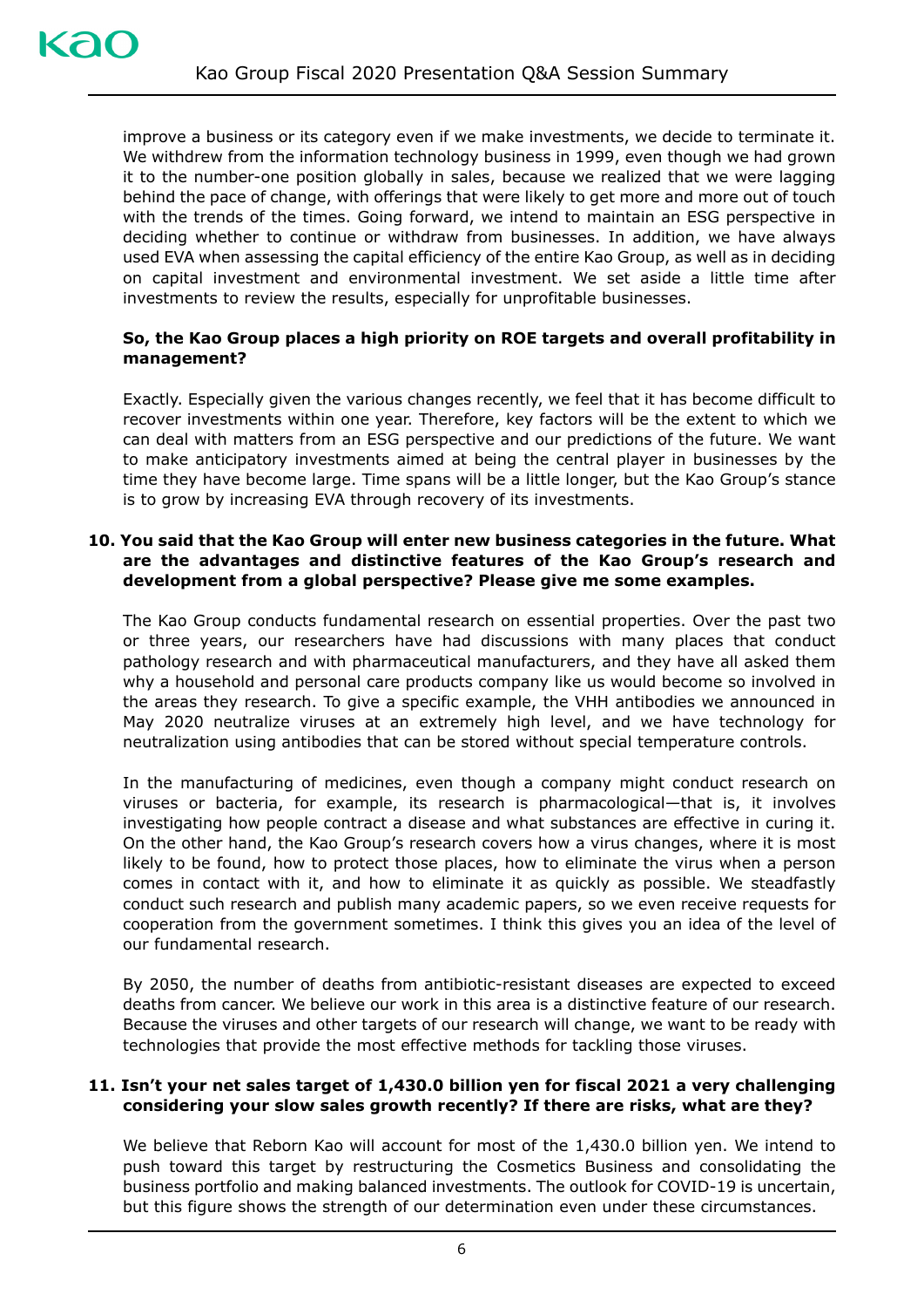improve a business or its category even if we make investments, we decide to terminate it. We withdrew from the information technology business in 1999, even though we had grown it to the number-one position globally in sales, because we realized that we were lagging behind the pace of change, with offerings that were likely to get more and more out of touch with the trends of the times. Going forward, we intend to maintain an ESG perspective in deciding whether to continue or withdraw from businesses. In addition, we have always used EVA when assessing the capital efficiency of the entire Kao Group, as well as in deciding on capital investment and environmental investment. We set aside a little time after investments to review the results, especially for unprofitable businesses.

**So, the Kao Group places a high priority on ROE targets and overall profitability in management?**

Exactly. Especially given the various changes recently, we feel that it has become difficult to recover investments within one year. Therefore, key factors will be the extent to which we can deal with matters from an ESG perspective and our predictions of the future. We want to make anticipatory investments aimed at being the central player in businesses by the time they have become large. Time spans will be a little longer, but the Kao Group's stance is to grow by increasing EVA through recovery of its investments.

**10. You said that the Kao Group will enter new business categories in the future. What are the advantages and distinctive features of the Kao Group's research and development from a global perspective? Please give me some examples.**

The Kao Group conducts fundamental research on essential properties. Over the past two or three years, our researchers have had discussions with many places that conduct pathology research and with pharmaceutical manufacturers, and they have all asked them why a household and personal care products company like us would become so involved in the areas they research. To give a specific example, the VHH antibodies we announced in May 2020 neutralize viruses at an extremely high level, and we have technology for neutralization using antibodies that can be stored without special temperature controls.

In the manufacturing of medicines, even though a company might conduct research on viruses or bacteria, for example, its research is pharmacological—that is, it involves investigating how people contract a disease and what substances are effective in curing it. On the other hand, the Kao Group's research covers how a virus changes, where it is most likely to be found, how to protect those places, how to eliminate the virus when a person comes in contact with it, and how to eliminate it as quickly as possible. We steadfastly conduct such research and publish many academic papers, so we even receive requests for cooperation from the government sometimes. I think this gives you an idea of the level of our fundamental research.

By 2050, the number of deaths from antibiotic-resistant diseases are expected to exceed deaths from cancer. We believe our work in this area is a distinctive feature of our research. Because the viruses and other targets of our research will change, we want to be ready with technologies that provide the most effective methods for tackling those viruses.

**11. Isn't your net sales target of 1,430.0 billion yen for fiscal 2021 a very challenging considering your slow sales growth recently? If there are risks, what are they?**

We believe that Reborn Kao will account for most of the 1,430.0 billion yen. We intend to push toward this target by restructuring the Cosmetics Business and consolidating the business portfolio and making balanced investments. The outlook for COVID-19 is uncertain, but this figure shows the strength of our determination even under these circumstances.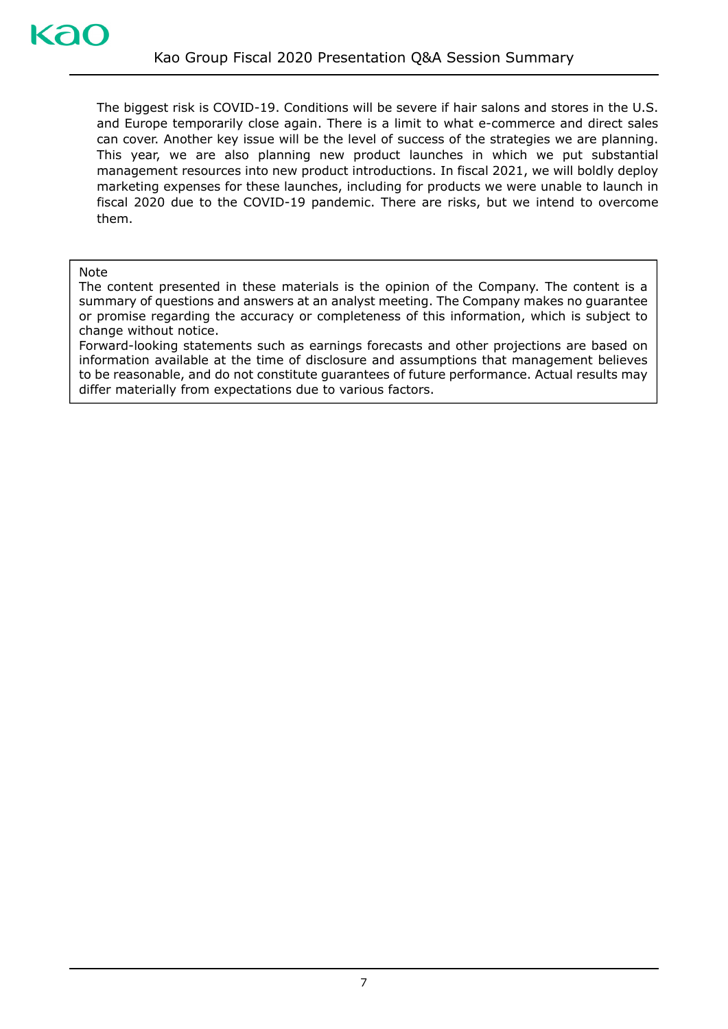The biggest risk is COVID-19. Conditions will be severe if hair salons and stores in the U.S. and Europe temporarily close again. There is a limit to what e-commerce and direct sales can cover. Another key issue will be the level of success of the strategies we are planning. This year, we are also planning new product launches in which we put substantial management resources into new product introductions. In fiscal 2021, we will boldly deploy marketing expenses for these launches, including for products we were unable to launch in fiscal 2020 due to the COVID-19 pandemic. There are risks, but we intend to overcome them.

Note

The content presented in these materials is the opinion of the Company. The content is a summary of questions and answers at an analyst meeting. The Company makes no guarantee or promise regarding the accuracy or completeness of this information, which is subject to change without notice.

Forward-looking statements such as earnings forecasts and other projections are based on information available at the time of disclosure and assumptions that management believes to be reasonable, and do not constitute guarantees of future performance. Actual results may differ materially from expectations due to various factors.